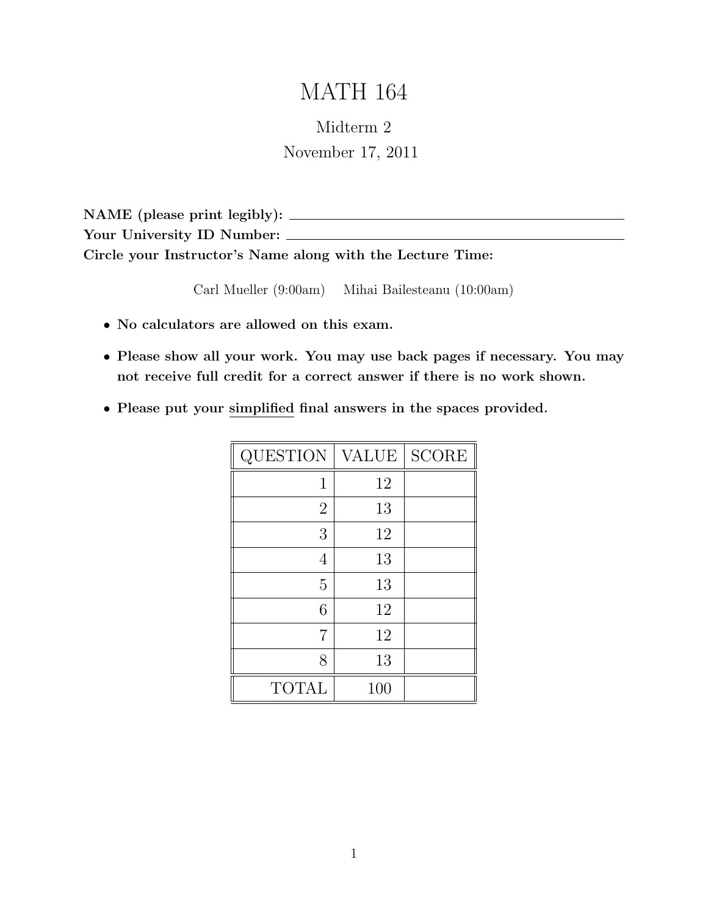# MATH 164

Midterm 2

November 17, 2011

**NAME (please print legibly):** ______________________________

**Your University ID Number:** ______________________________

**Circle your Instructor's Name along with the Lecture Time:**

Carl Mueller (9:00am)     Mihai Bailesteanu (10:00am)

- **No calculators are allowed on this exam.**
- **Please show all your work. You may use back pages if necessary. You may not receive full credit for a correct answer if there is no work shown.**
- **Please put your simplified final answers in the spaces provided.**

| QUESTION | VALUE | SCORE |
|---|---|---|
| 1 | 12 | |
| 2 | 13 | |
| 3 | 12 | |
| 4 | 13 | |
| 5 | 13 | |
| 6 | 12 | |
| 7 | 12 | |
| 8 | 13 | |
| TOTAL | 100 | |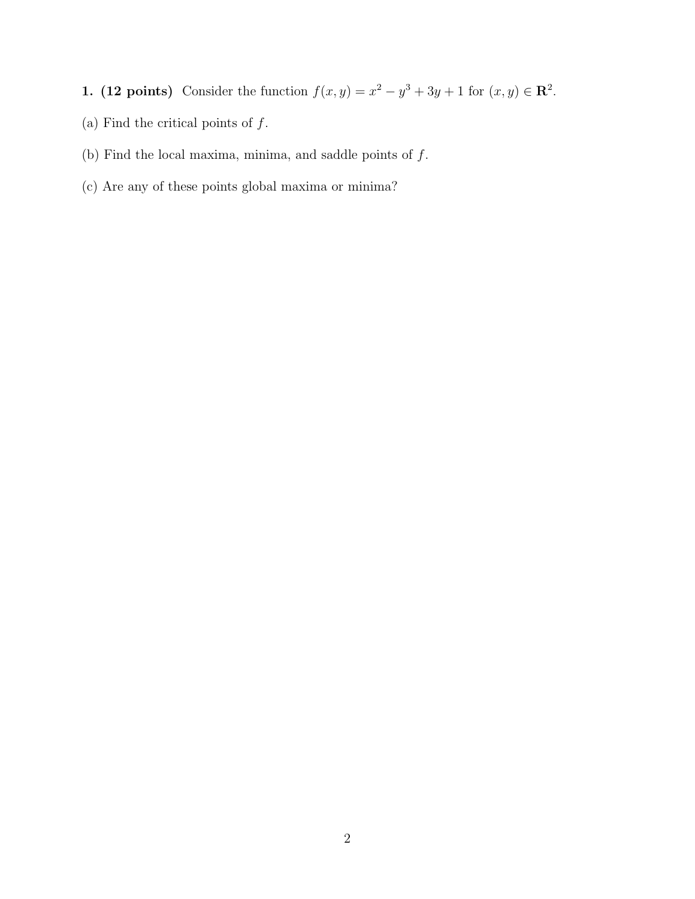**1. (12 points)** Consider the function $f(x, y) = x^2 - y^3 + 3y + 1$ for $(x, y) \in \mathbf{R}^2$.

(a) Find the critical points of $f$.

(b) Find the local maxima, minima, and saddle points of $f$.

(c) Are any of these points global maxima or minima?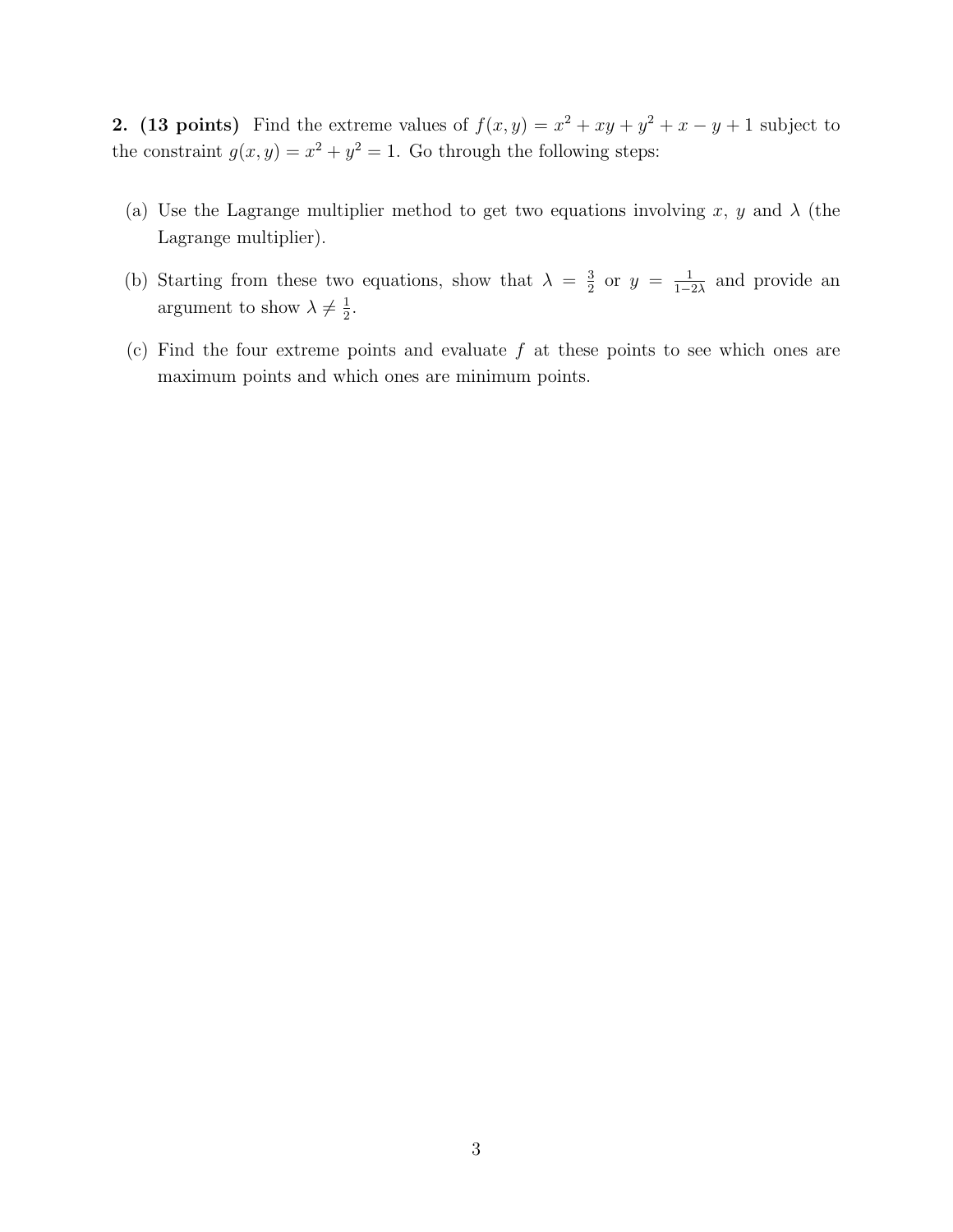**2. (13 points)** Find the extreme values of $f(x, y) = x^2 + xy + y^2 + x - y + 1$ subject to the constraint $g(x, y) = x^2 + y^2 = 1$. Go through the following steps:

(a) Use the Lagrange multiplier method to get two equations involving $x$, $y$ and $\lambda$ (the Lagrange multiplier).

(b) Starting from these two equations, show that $\lambda = \frac{3}{2}$ or $y = \frac{1}{1-2\lambda}$ and provide an argument to show $\lambda \neq \frac{1}{2}$.

(c) Find the four extreme points and evaluate $f$ at these points to see which ones are maximum points and which ones are minimum points.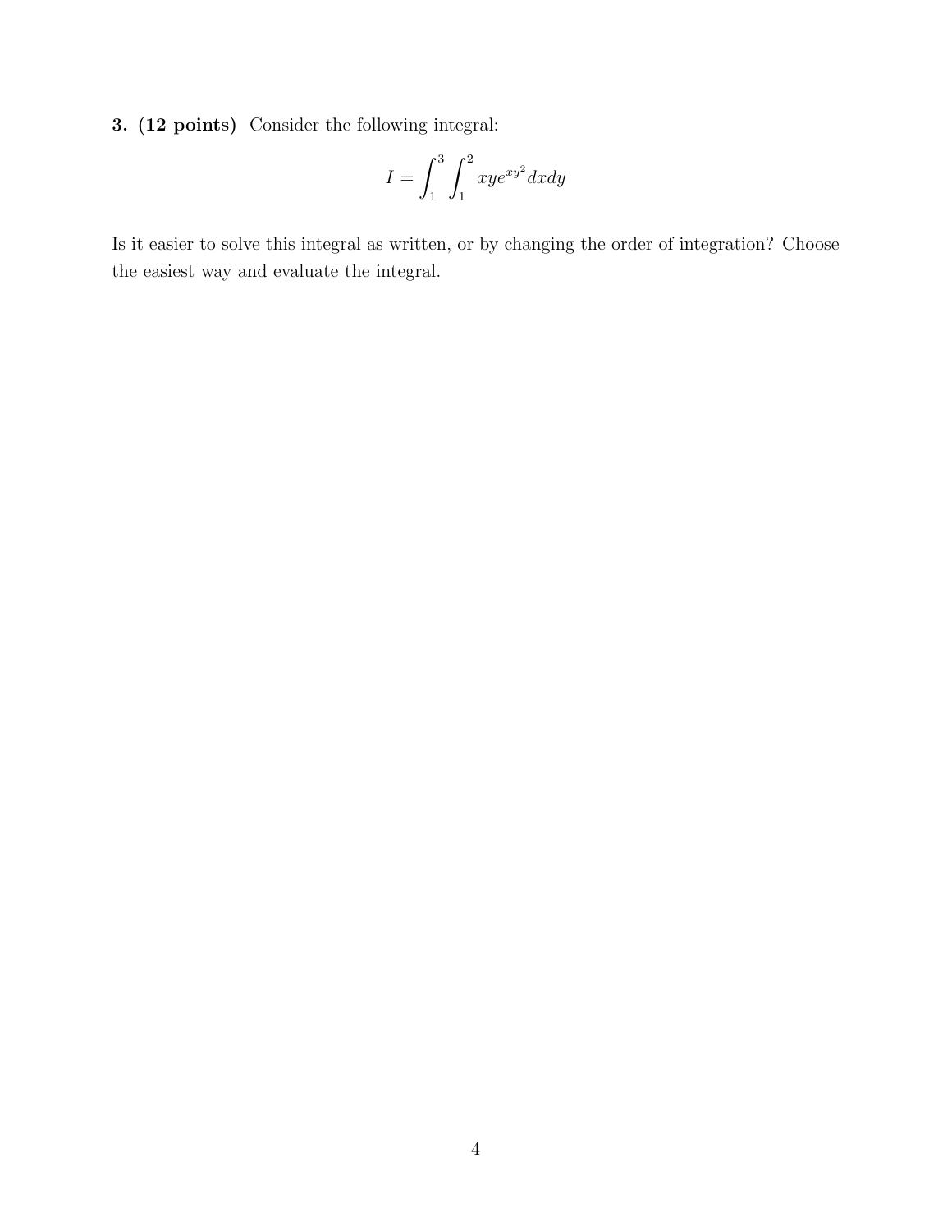**3. (12 points)** Consider the following integral:

$$I = \int_1^3 \int_1^2 xye^{xy^2} dxdy$$

Is it easier to solve this integral as written, or by changing the order of integration? Choose the easiest way and evaluate the integral.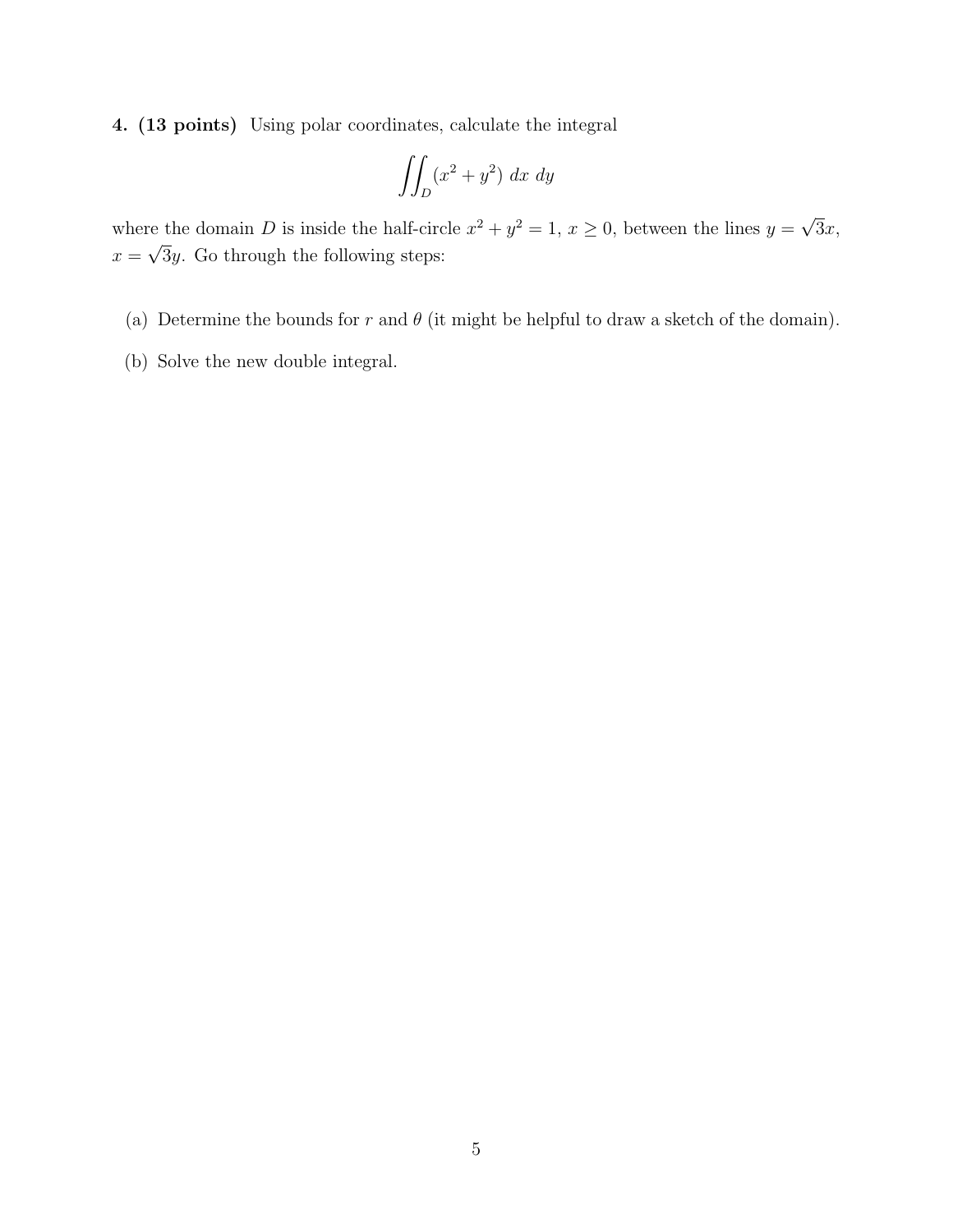**4. (13 points)** Using polar coordinates, calculate the integral

$$\iint_D (x^2 + y^2)\ dx\ dy$$

where the domain $D$ is inside the half-circle $x^2 + y^2 = 1$, $x \geq 0$, between the lines $y = \sqrt{3}x$, $x = \sqrt{3}y$. Go through the following steps:

(a) Determine the bounds for $r$ and $\theta$ (it might be helpful to draw a sketch of the domain).

(b) Solve the new double integral.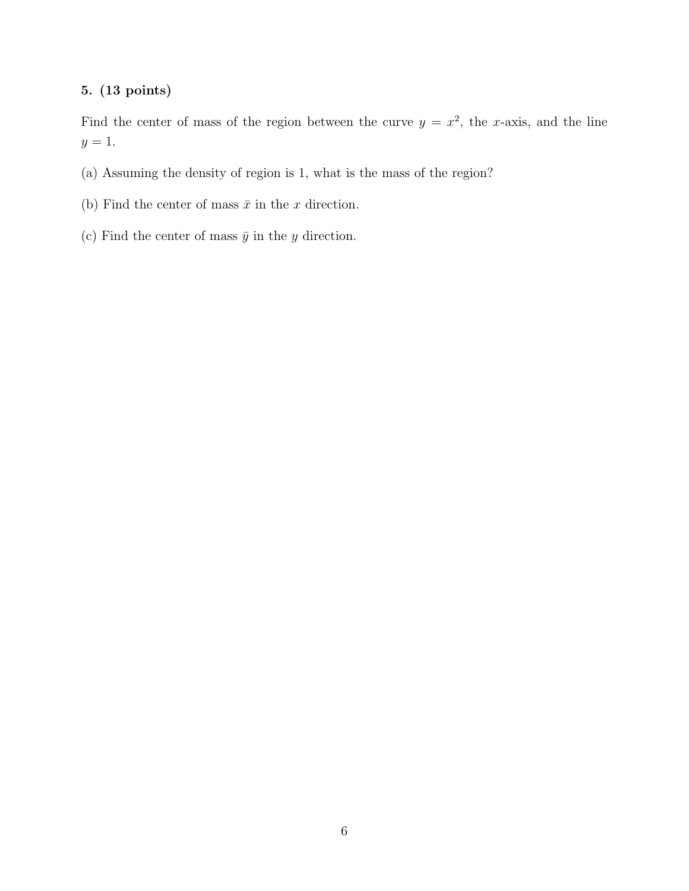**5. (13 points)**

Find the center of mass of the region between the curve $y = x^2$, the $x$-axis, and the line $y = 1$.

(a) Assuming the density of region is 1, what is the mass of the region?

(b) Find the center of mass $\bar{x}$ in the $x$ direction.

(c) Find the center of mass $\bar{y}$ in the $y$ direction.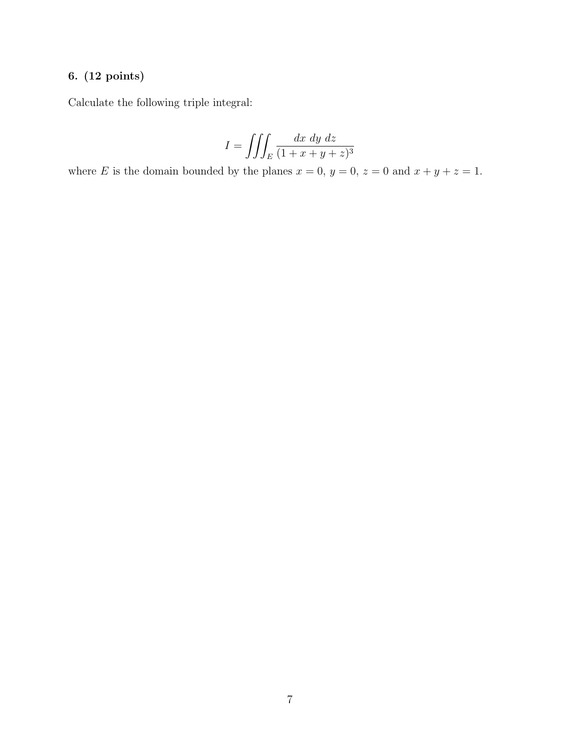**6. (12 points)**

Calculate the following triple integral:

$$I = \iiint_E \frac{dx\ dy\ dz}{(1 + x + y + z)^3}$$

where $E$ is the domain bounded by the planes $x = 0$, $y = 0$, $z = 0$ and $x + y + z = 1$.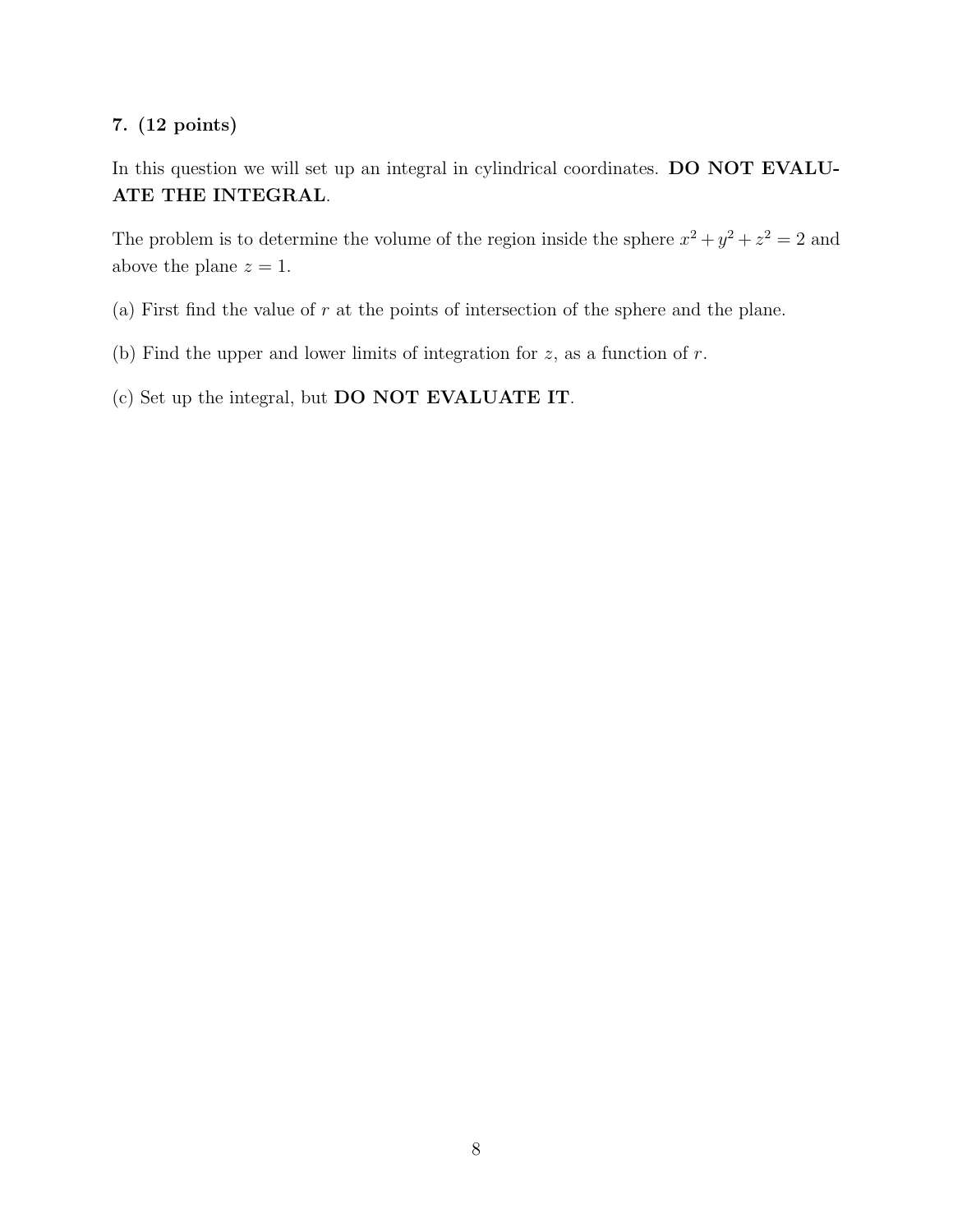**7. (12 points)**

In this question we will set up an integral in cylindrical coordinates. **DO NOT EVALUATE THE INTEGRAL**.

The problem is to determine the volume of the region inside the sphere $x^2 + y^2 + z^2 = 2$ and above the plane $z = 1$.

(a) First find the value of $r$ at the points of intersection of the sphere and the plane.

(b) Find the upper and lower limits of integration for $z$, as a function of $r$.

(c) Set up the integral, but **DO NOT EVALUATE IT**.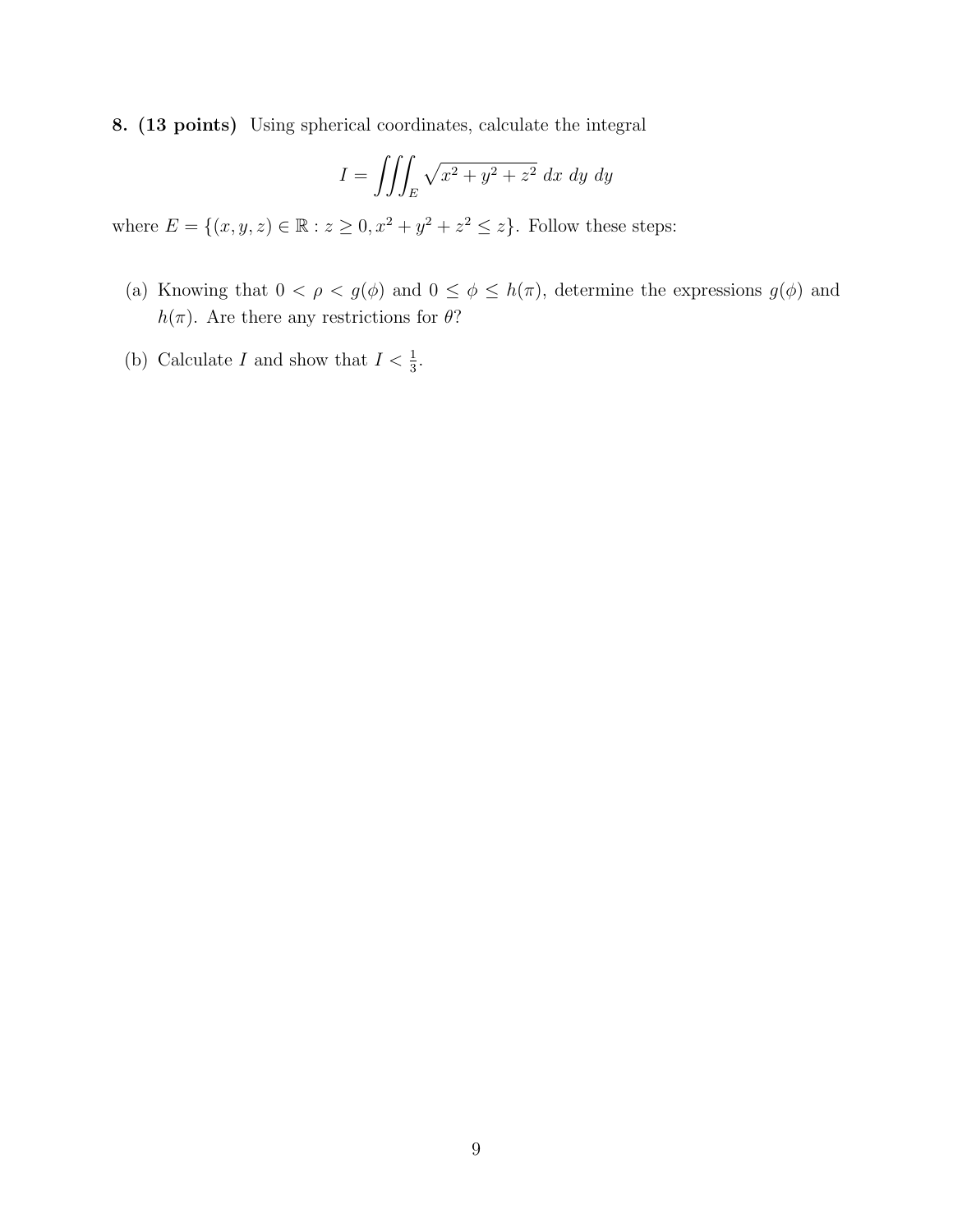**8. (13 points)** Using spherical coordinates, calculate the integral

$$I = \iiint_E \sqrt{x^2 + y^2 + z^2}\; dx\; dy\; dy$$

where $E = \{(x, y, z) \in \mathbb{R} : z \geq 0, x^2 + y^2 + z^2 \leq z\}$. Follow these steps:

(a) Knowing that $0 < \rho < g(\phi)$ and $0 \leq \phi \leq h(\pi)$, determine the expressions $g(\phi)$ and $h(\pi)$. Are there any restrictions for $\theta$?

(b) Calculate $I$ and show that $I < \frac{1}{3}$.